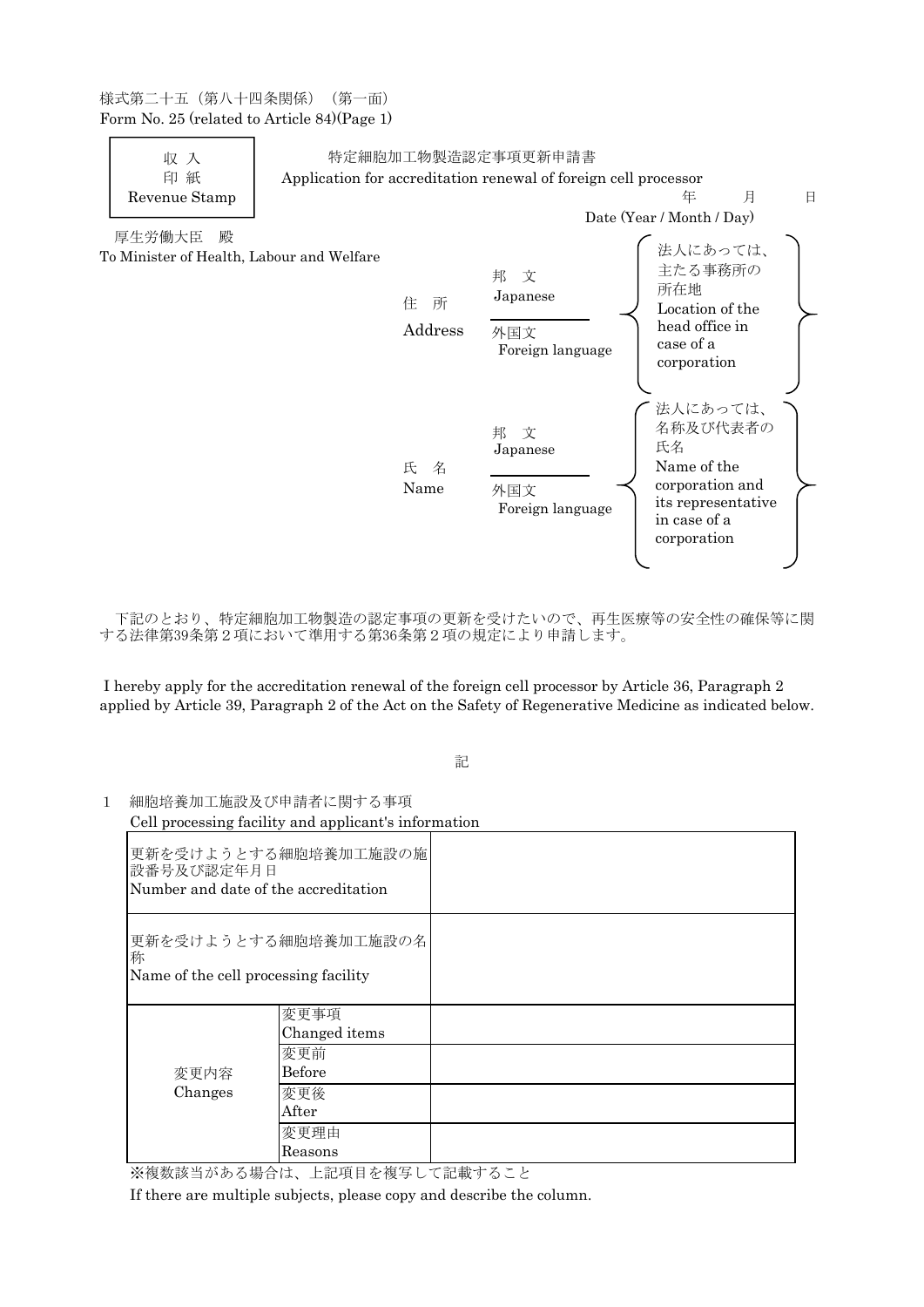様式第二十五（第八十四条関係）（第一面）
Form No. 25 (related to Article 84)(Page 1)

| 収 入 印 紙 Revenue Stamp |
|---|

# 特定細胞加工物製造認定事項更新申請書
# Application for accreditation renewal of foreign cell processor

年　　月　　日
Date (Year / Month / Day)

厚生労働大臣　殿
To Minister of Health, Labour and Welfare

| | | |
|---|---|---|
| 住　所 Address | 邦　文 Japanese | 法人にあっては、主たる事務所の所在地 Location of the head office in case of a corporation |
| | 外国文 Foreign language | |
| 氏　名 Name | 邦　文 Japanese | 法人にあっては、名称及び代表者の氏名 Name of the corporation and its representative in case of a corporation |
| | 外国文 Foreign language | |

下記のとおり、特定細胞加工物製造の認定事項の更新を受けたいので、再生医療等の安全性の確保等に関する法律第39条第２項において準用する第36条第２項の規定により申請します。

I hereby apply for the accreditation renewal of the foreign cell processor by Article 36, Paragraph 2 applied by Article 39, Paragraph 2 of the Act on the Safety of Regenerative Medicine as indicated below.

記

1　細胞培養加工施設及び申請者に関する事項
Cell processing facility and applicant's information

| | | |
|---|---|---|
| 更新を受けようとする細胞培養加工施設の施設番号及び認定年月日 Number and date of the accreditation | | |
| 更新を受けようとする細胞培養加工施設の名称 Name of the cell processing facility | | |
| 変更内容 Changes | 変更事項 Changed items | |
| | 変更前 Before | |
| | 変更後 After | |
| | 変更理由 Reasons | |

※複数該当がある場合は、上記項目を複写して記載すること
If there are multiple subjects, please copy and describe the column.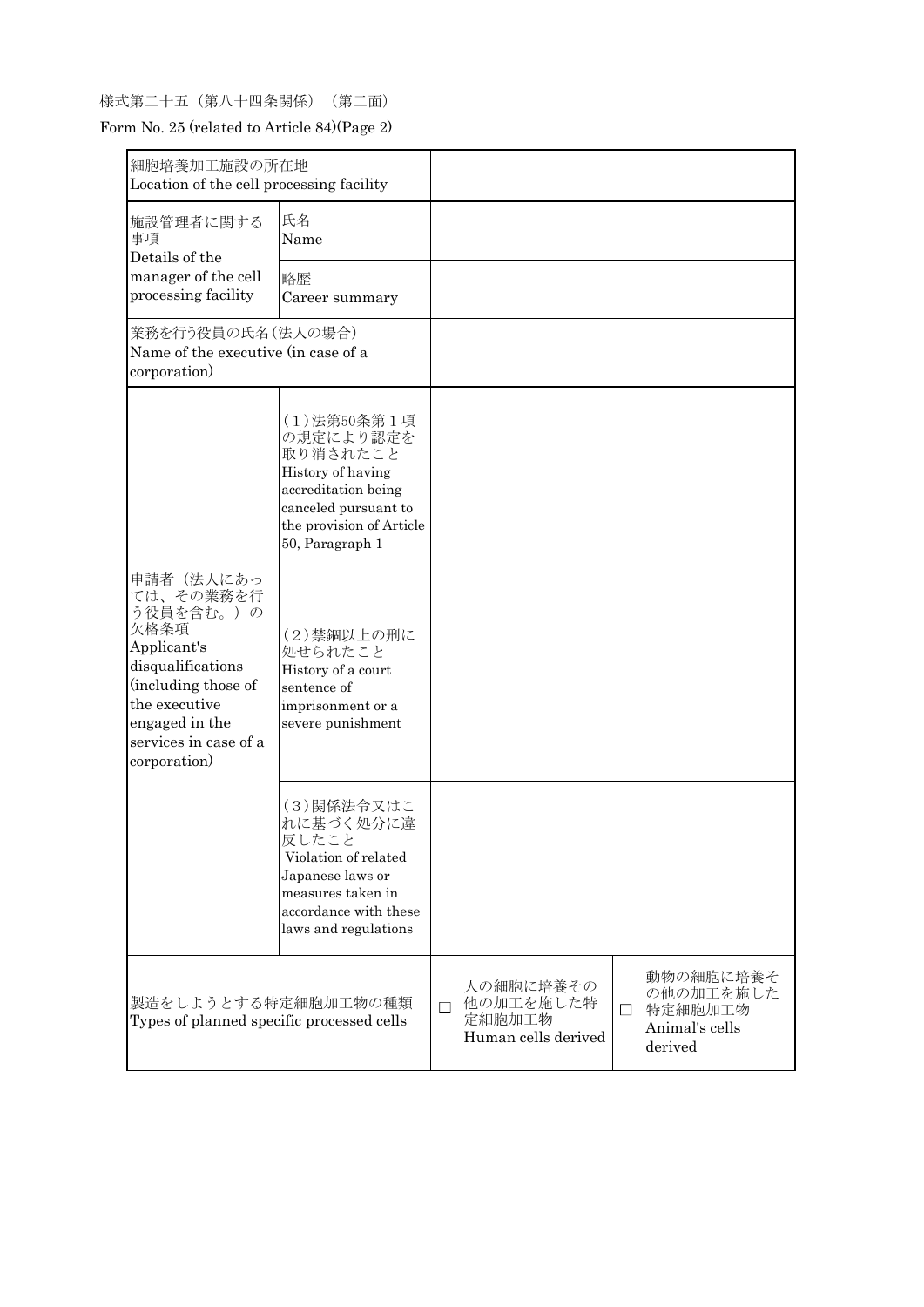様式第二十五（第八十四条関係）（第二面）

Form No. 25 (related to Article 84)(Page 2)

| | | | |
|---|---|---|---|
| 細胞培養加工施設の所在地<br>Location of the cell processing facility | | | |
| 施設管理者に関する事項<br>Details of the manager of the cell processing facility | 氏名<br>Name | | |
| | 略歴<br>Career summary | | |
| 業務を行う役員の氏名（法人の場合）<br>Name of the executive (in case of a corporation) | | | |
| 申請者（法人にあっては、その業務を行う役員を含む。）の欠格条項<br>Applicant's disqualifications (including those of the executive engaged in the services in case of a corporation) | （1）法第50条第１項の規定により認定を取り消されたこと<br>History of having accreditation being canceled pursuant to the provision of Article 50, Paragraph 1 | | |
| | （2）禁錮以上の刑に処せられたこと<br>History of a court sentence of imprisonment or a severe punishment | | |
| | （3）関係法令又はこれに基づく処分に違反したこと<br>Violation of related Japanese laws or measures taken in accordance with these laws and regulations | | |
| 製造をしようとする特定細胞加工物の種類<br>Types of planned specific processed cells | | □ 人の細胞に培養その他の加工を施した特定細胞加工物<br>Human cells derived | □ 動物の細胞に培養その他の加工を施した特定細胞加工物<br>Animal's cells derived |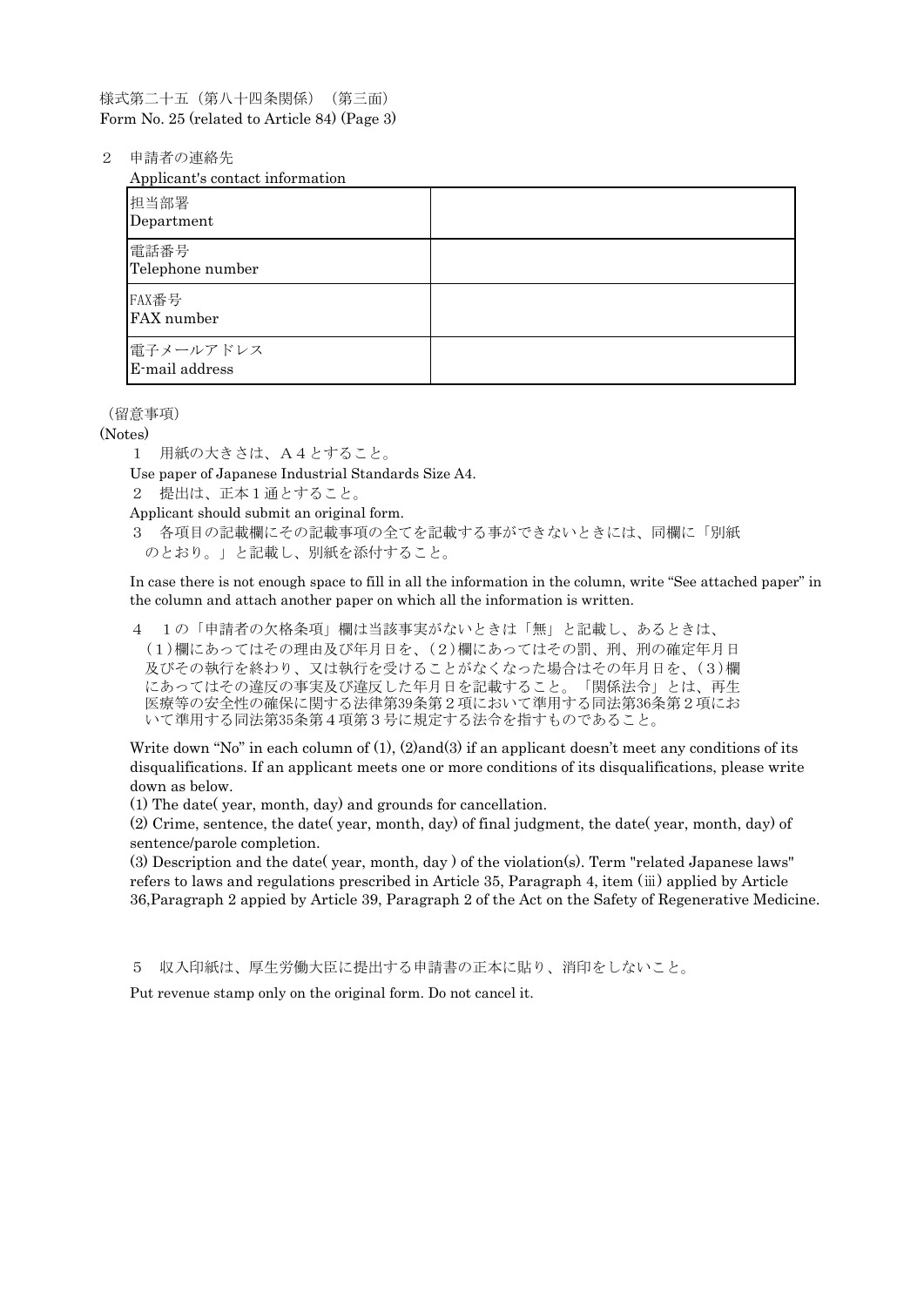様式第二十五（第八十四条関係）（第三面）
Form No. 25 (related to Article 84) (Page 3)

２　申請者の連絡先
Applicant's contact information

| | |
|---|---|
| 担当部署<br>Department | |
| 電話番号<br>Telephone number | |
| FAX番号<br>FAX number | |
| 電子メールアドレス<br>E-mail address | |

（留意事項）
(Notes)

１　用紙の大きさは、Ａ４とすること。
Use paper of Japanese Industrial Standards Size A4.

２　提出は、正本１通とすること。
Applicant should submit an original form.

３　各項目の記載欄にその記載事項の全てを記載する事ができないときには、同欄に「別紙のとおり。」と記載し、別紙を添付すること。

In case there is not enough space to fill in all the information in the column, write "See attached paper" in the column and attach another paper on which all the information is written.

４　１の「申請者の欠格条項」欄は当該事実がないときは「無」と記載し、あるときは、（１）欄にあってはその理由及び年月日を、（２）欄にあってはその罰、刑、刑の確定年月日及びその執行を終わり、又は執行を受けることがなくなった場合はその年月日を、（３）欄にあってはその違反の事実及び違反した年月日を記載すること。「関係法令」とは、再生医療等の安全性の確保に関する法律第39条第２項において準用する同法第36条第２項において準用する同法第35条第４項第３号に規定する法令を指すものであること。

Write down "No" in each column of (1), (2)and(3) if an applicant doesn't meet any conditions of its disqualifications. If an applicant meets one or more conditions of its disqualifications, please write down as below.
(1) The date( year, month, day) and grounds for cancellation.
(2) Crime, sentence, the date( year, month, day) of final judgment, the date( year, month, day) of sentence/parole completion.
(3) Description and the date( year, month, day ) of the violation(s). Term "related Japanese laws" refers to laws and regulations prescribed in Article 35, Paragraph 4, item (iii) applied by Article 36,Paragraph 2 appied by Article 39, Paragraph 2 of the Act on the Safety of Regenerative Medicine.

５　収入印紙は、厚生労働大臣に提出する申請書の正本に貼り、消印をしないこと。

Put revenue stamp only on the original form. Do not cancel it.